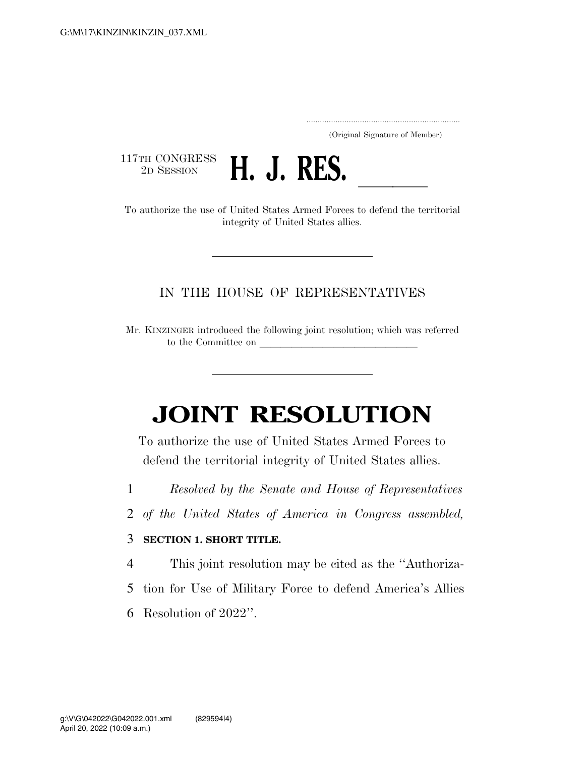G:\M\17\KINZIN\KINZIN_037.XML

.....................................................................
(Original Signature of Member)

117TH CONGRESS
2D SESSION

# H. J. RES. ______

To authorize the use of United States Armed Forces to defend the territorial integrity of United States allies.

---

IN THE HOUSE OF REPRESENTATIVES

Mr. KINZINGER introduced the following joint resolution; which was referred to the Committee on ______________________________

---

# JOINT RESOLUTION

To authorize the use of United States Armed Forces to defend the territorial integrity of United States allies.

1 *Resolved by the Senate and House of Representatives*
2 *of the United States of America in Congress assembled,*

3 **SECTION 1. SHORT TITLE.**

4 This joint resolution may be cited as the ''Authoriza-
5 tion for Use of Military Force to defend America's Allies
6 Resolution of 2022''.

g:\V\G\042022\G042022.001.xml (829594|4)
April 20, 2022 (10:09 a.m.)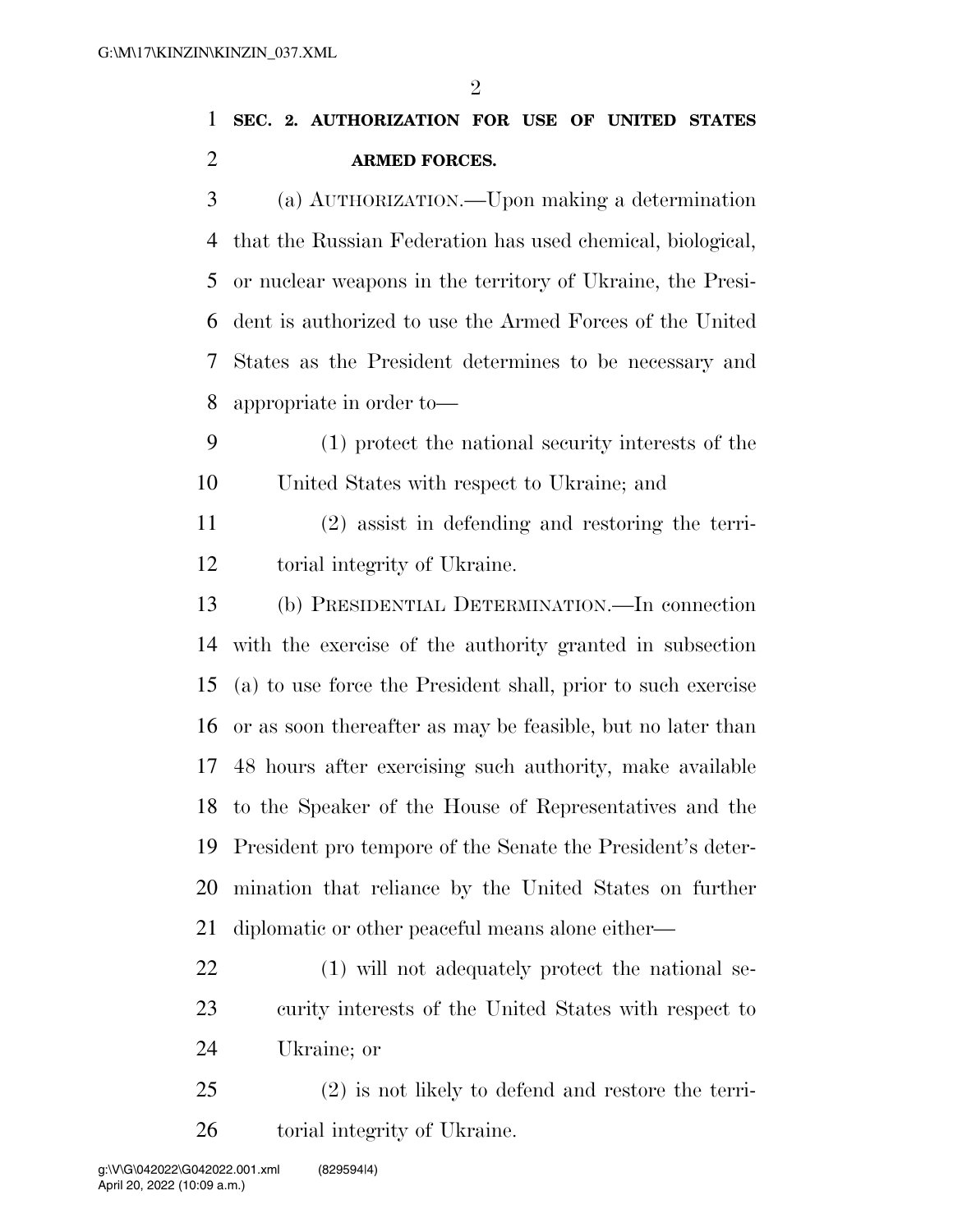## SEC. 2. AUTHORIZATION FOR USE OF UNITED STATES ARMED FORCES.

(a) AUTHORIZATION.—Upon making a determination that the Russian Federation has used chemical, biological, or nuclear weapons in the territory of Ukraine, the President is authorized to use the Armed Forces of the United States as the President determines to be necessary and appropriate in order to—

(1) protect the national security interests of the United States with respect to Ukraine; and

(2) assist in defending and restoring the territorial integrity of Ukraine.

(b) PRESIDENTIAL DETERMINATION.—In connection with the exercise of the authority granted in subsection (a) to use force the President shall, prior to such exercise or as soon thereafter as may be feasible, but no later than 48 hours after exercising such authority, make available to the Speaker of the House of Representatives and the President pro tempore of the Senate the President's determination that reliance by the United States on further diplomatic or other peaceful means alone either—

(1) will not adequately protect the national security interests of the United States with respect to Ukraine; or

(2) is not likely to defend and restore the territorial integrity of Ukraine.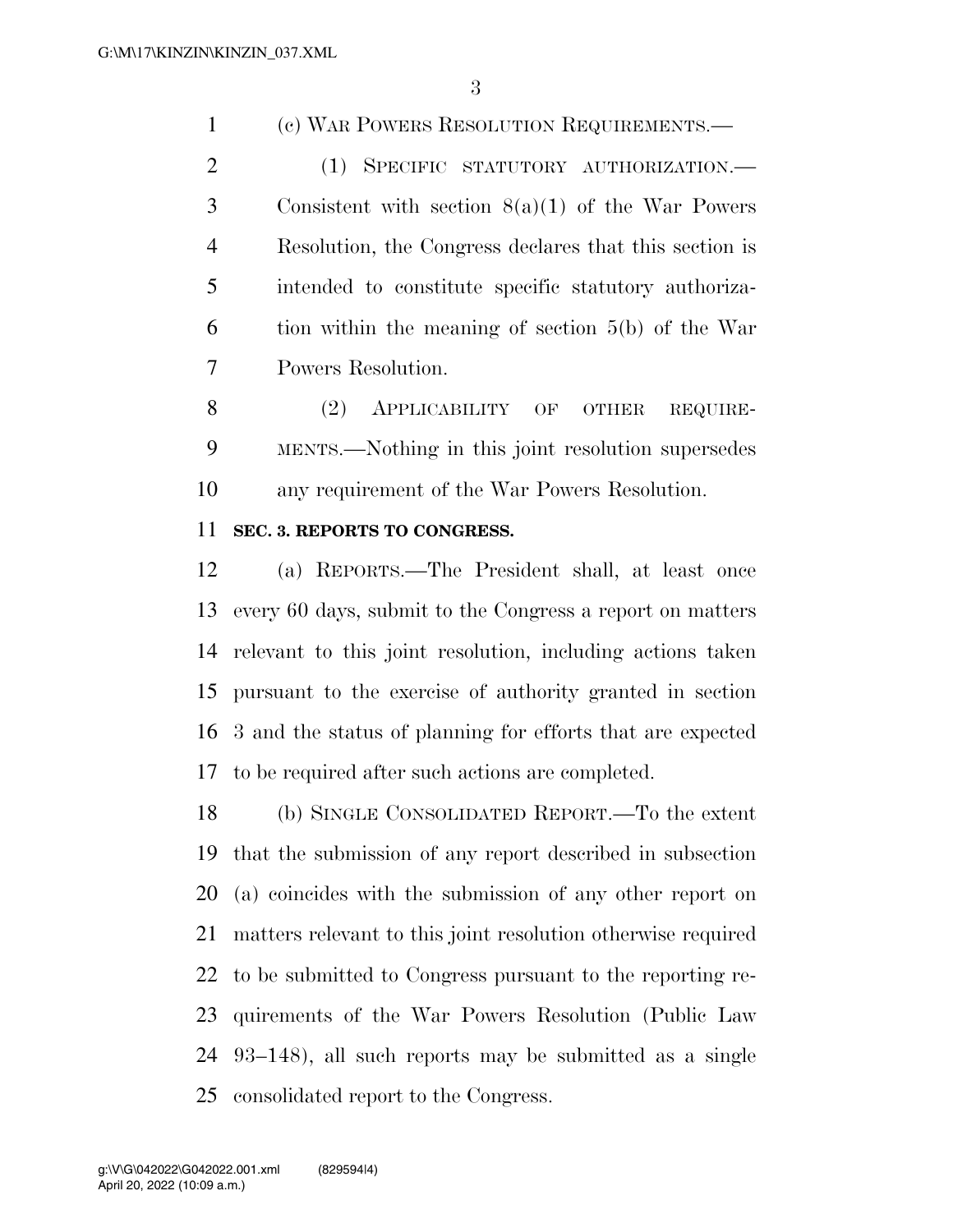(c) War Powers Resolution Requirements.—

(1) Specific statutory authorization.—Consistent with section 8(a)(1) of the War Powers Resolution, the Congress declares that this section is intended to constitute specific statutory authorization within the meaning of section 5(b) of the War Powers Resolution.

(2) Applicability of other requirements.—Nothing in this joint resolution supersedes any requirement of the War Powers Resolution.

**SEC. 3. REPORTS TO CONGRESS.**

(a) Reports.—The President shall, at least once every 60 days, submit to the Congress a report on matters relevant to this joint resolution, including actions taken pursuant to the exercise of authority granted in section 3 and the status of planning for efforts that are expected to be required after such actions are completed.

(b) Single Consolidated Report.—To the extent that the submission of any report described in subsection (a) coincides with the submission of any other report on matters relevant to this joint resolution otherwise required to be submitted to Congress pursuant to the reporting requirements of the War Powers Resolution (Public Law 93–148), all such reports may be submitted as a single consolidated report to the Congress.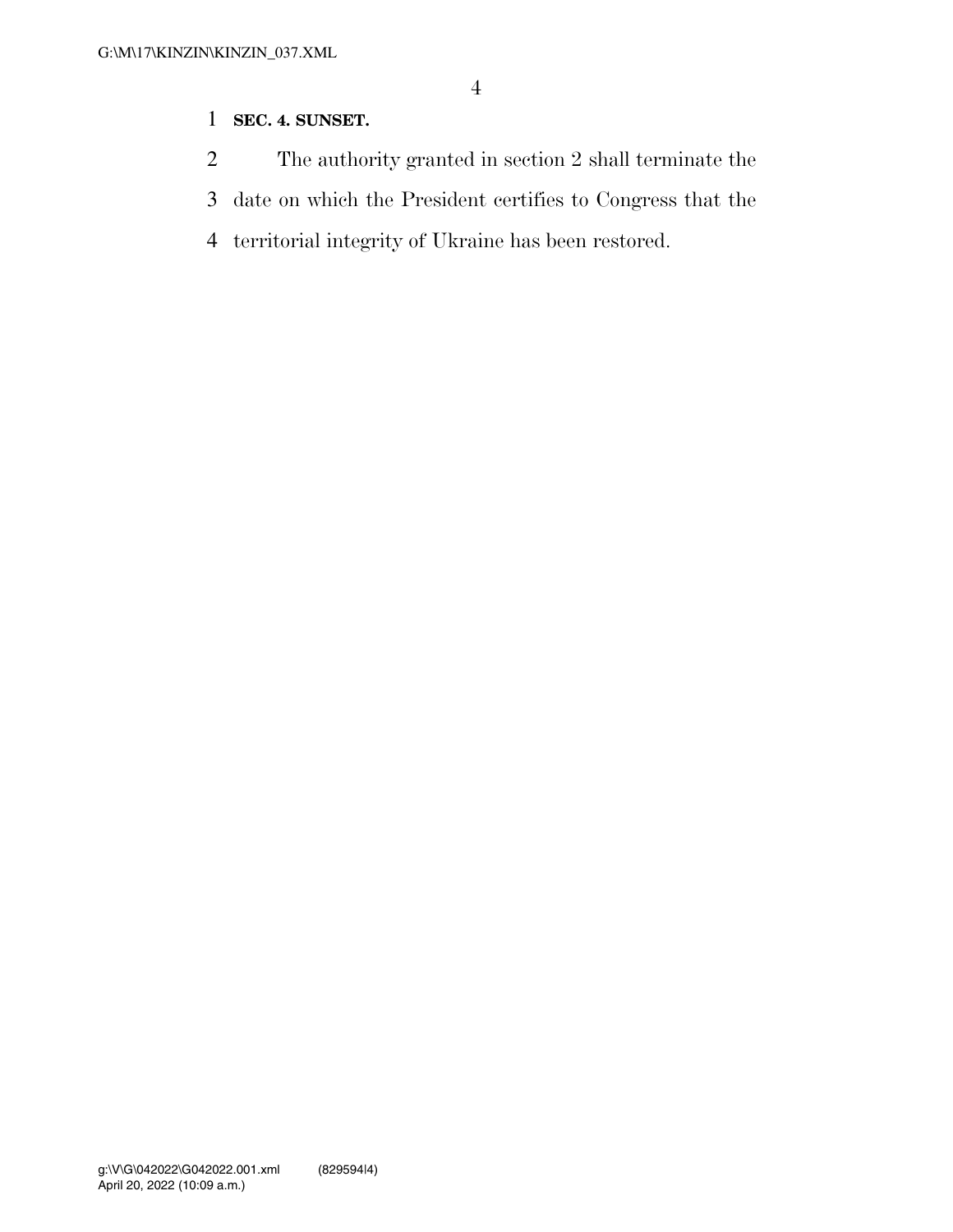**SEC. 4. SUNSET.**

The authority granted in section 2 shall terminate the date on which the President certifies to Congress that the territorial integrity of Ukraine has been restored.